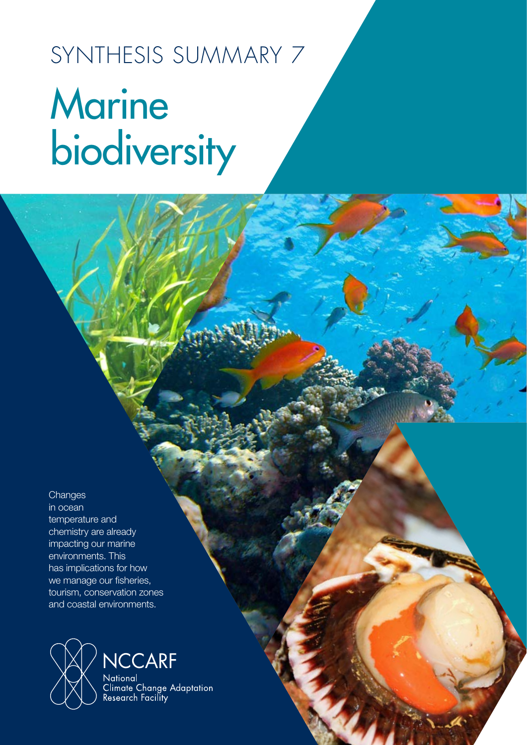# SYNTHESIS SUMMARY 7

# Marine biodiversity

Changes in ocean temperature and chemistry are already impacting our marine environments. This has implications for how we manage our fisheries, tourism, conservation zones and coastal environments.

NCCARF
National Climate Change Adaptation Research Facility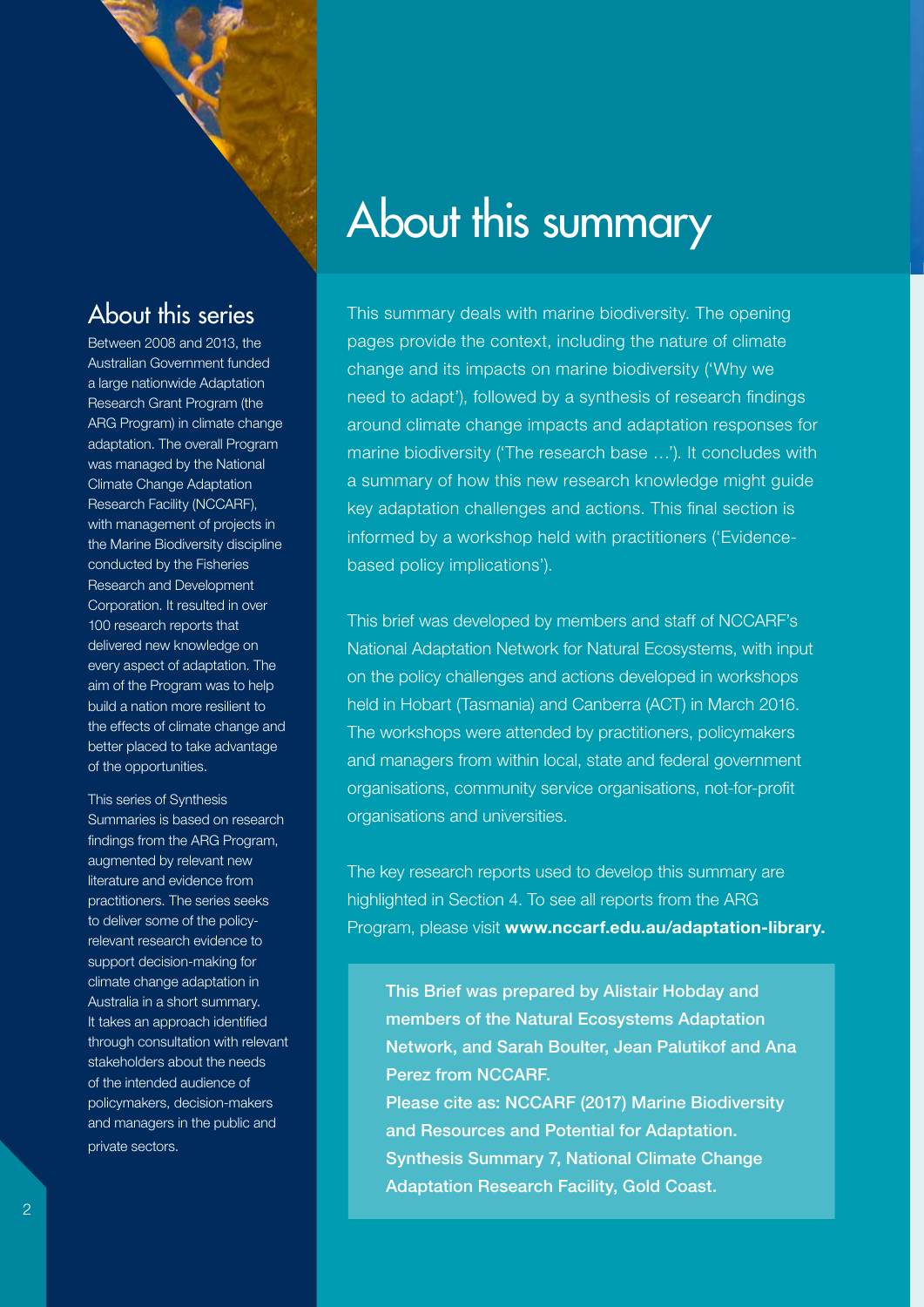# About this summary

This summary deals with marine biodiversity. The opening pages provide the context, including the nature of climate change and its impacts on marine biodiversity ('Why we need to adapt'), followed by a synthesis of research findings around climate change impacts and adaptation responses for marine biodiversity ('The research base …'). It concludes with a summary of how this new research knowledge might guide key adaptation challenges and actions. This final section is informed by a workshop held with practitioners ('Evidence-based policy implications').

This brief was developed by members and staff of NCCARF's National Adaptation Network for Natural Ecosystems, with input on the policy challenges and actions developed in workshops held in Hobart (Tasmania) and Canberra (ACT) in March 2016. The workshops were attended by practitioners, policymakers and managers from within local, state and federal government organisations, community service organisations, not-for-profit organisations and universities.

The key research reports used to develop this summary are highlighted in Section 4. To see all reports from the ARG Program, please visit **www.nccarf.edu.au/adaptation-library.**

**This Brief was prepared by Alistair Hobday and members of the Natural Ecosystems Adaptation Network, and Sarah Boulter, Jean Palutikof and Ana Perez from NCCARF.**
**Please cite as: NCCARF (2017) Marine Biodiversity and Resources and Potential for Adaptation. Synthesis Summary 7, National Climate Change Adaptation Research Facility, Gold Coast.**

## About this series

Between 2008 and 2013, the Australian Government funded a large nationwide Adaptation Research Grant Program (the ARG Program) in climate change adaptation. The overall Program was managed by the National Climate Change Adaptation Research Facility (NCCARF), with management of projects in the Marine Biodiversity discipline conducted by the Fisheries Research and Development Corporation. It resulted in over 100 research reports that delivered new knowledge on every aspect of adaptation. The aim of the Program was to help build a nation more resilient to the effects of climate change and better placed to take advantage of the opportunities.

This series of Synthesis Summaries is based on research findings from the ARG Program, augmented by relevant new literature and evidence from practitioners. The series seeks to deliver some of the policy-relevant research evidence to support decision-making for climate change adaptation in Australia in a short summary. It takes an approach identified through consultation with relevant stakeholders about the needs of the intended audience of policymakers, decision-makers and managers in the public and private sectors.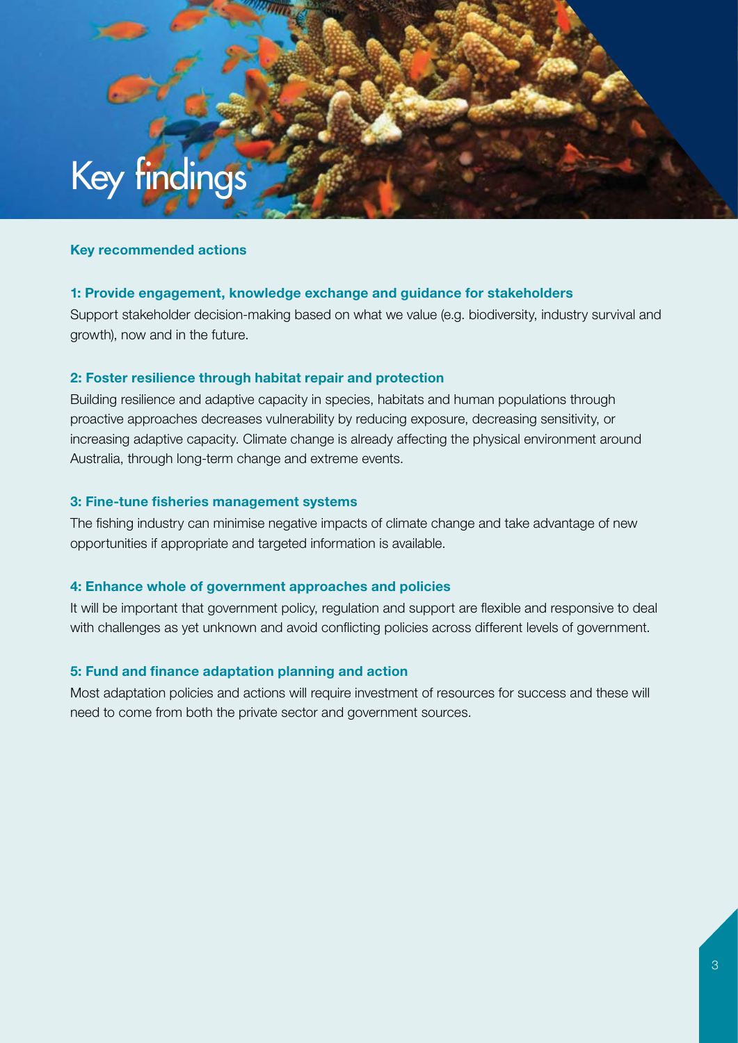# Key findings

## Key recommended actions

### 1: Provide engagement, knowledge exchange and guidance for stakeholders

Support stakeholder decision-making based on what we value (e.g. biodiversity, industry survival and growth), now and in the future.

### 2: Foster resilience through habitat repair and protection

Building resilience and adaptive capacity in species, habitats and human populations through proactive approaches decreases vulnerability by reducing exposure, decreasing sensitivity, or increasing adaptive capacity. Climate change is already affecting the physical environment around Australia, through long-term change and extreme events.

### 3: Fine-tune fisheries management systems

The fishing industry can minimise negative impacts of climate change and take advantage of new opportunities if appropriate and targeted information is available.

### 4: Enhance whole of government approaches and policies

It will be important that government policy, regulation and support are flexible and responsive to deal with challenges as yet unknown and avoid conflicting policies across different levels of government.

### 5: Fund and finance adaptation planning and action

Most adaptation policies and actions will require investment of resources for success and these will need to come from both the private sector and government sources.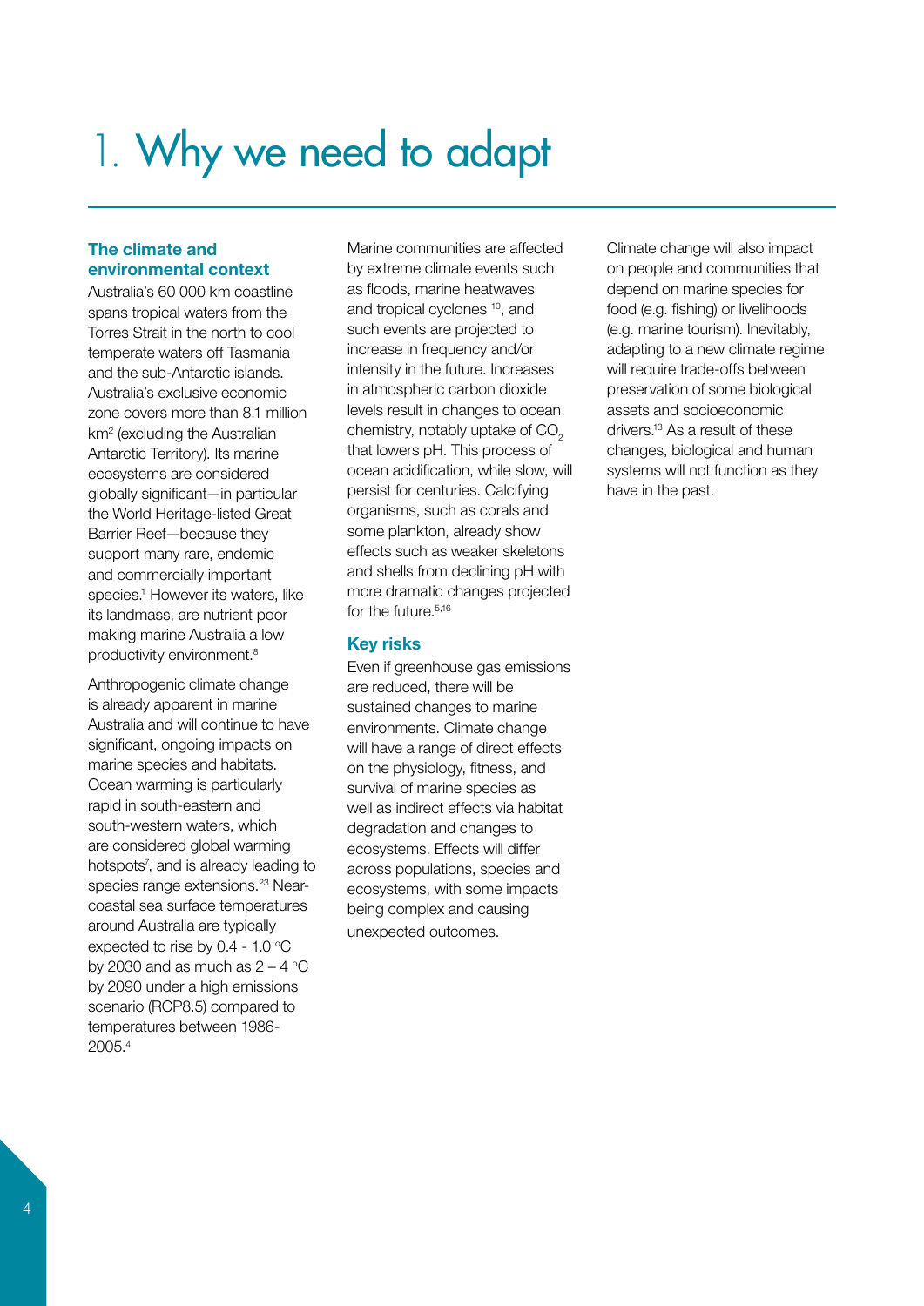# 1. Why we need to adapt

### The climate and environmental context

Australia's 60 000 km coastline spans tropical waters from the Torres Strait in the north to cool temperate waters off Tasmania and the sub-Antarctic islands. Australia's exclusive economic zone covers more than 8.1 million $km^2$ (excluding the Australian Antarctic Territory). Its marine ecosystems are considered globally significant—in particular the World Heritage-listed Great Barrier Reef—because they support many rare, endemic and commercially important species.[1] However its waters, like its landmass, are nutrient poor making marine Australia a low productivity environment.[8]

Anthropogenic climate change is already apparent in marine Australia and will continue to have significant, ongoing impacts on marine species and habitats. Ocean warming is particularly rapid in south-eastern and south-western waters, which are considered global warming hotspots[7], and is already leading to species range extensions.[23] Near-coastal sea surface temperatures around Australia are typically expected to rise by 0.4 - 1.0 °C by 2030 and as much as 2 – 4 °C by 2090 under a high emissions scenario (RCP8.5) compared to temperatures between 1986-2005.[4]

Marine communities are affected by extreme climate events such as floods, marine heatwaves and tropical cyclones [10], and such events are projected to increase in frequency and/or intensity in the future. Increases in atmospheric carbon dioxide levels result in changes to ocean chemistry, notably uptake of $CO_2$ that lowers pH. This process of ocean acidification, while slow, will persist for centuries. Calcifying organisms, such as corals and some plankton, already show effects such as weaker skeletons and shells from declining pH with more dramatic changes projected for the future.[5,16]

### Key risks

Even if greenhouse gas emissions are reduced, there will be sustained changes to marine environments. Climate change will have a range of direct effects on the physiology, fitness, and survival of marine species as well as indirect effects via habitat degradation and changes to ecosystems. Effects will differ across populations, species and ecosystems, with some impacts being complex and causing unexpected outcomes.

Climate change will also impact on people and communities that depend on marine species for food (e.g. fishing) or livelihoods (e.g. marine tourism). Inevitably, adapting to a new climate regime will require trade-offs between preservation of some biological assets and socioeconomic drivers.[13] As a result of these changes, biological and human systems will not function as they have in the past.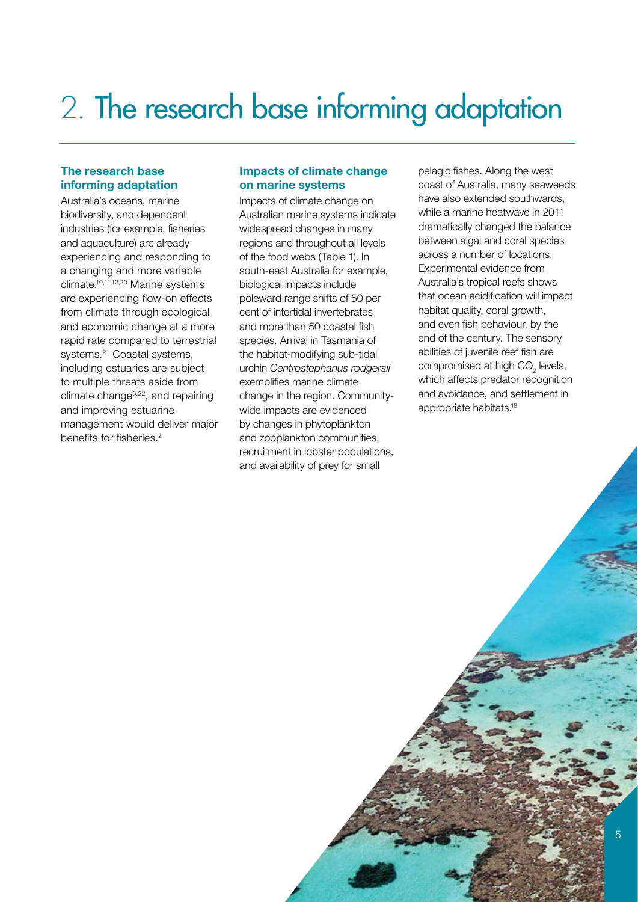# 2. The research base informing adaptation

### The research base informing adaptation

Australia's oceans, marine biodiversity, and dependent industries (for example, fisheries and aquaculture) are already experiencing and responding to a changing and more variable climate.[10,11,12,20] Marine systems are experiencing flow-on effects from climate through ecological and economic change at a more rapid rate compared to terrestrial systems.[21] Coastal systems, including estuaries are subject to multiple threats aside from climate change[6,22], and repairing and improving estuarine management would deliver major benefits for fisheries.[2]

### Impacts of climate change on marine systems

Impacts of climate change on Australian marine systems indicate widespread changes in many regions and throughout all levels of the food webs (Table 1). In south-east Australia for example, biological impacts include poleward range shifts of 50 per cent of intertidal invertebrates and more than 50 coastal fish species. Arrival in Tasmania of the habitat-modifying sub-tidal urchin *Centrostephanus rodgersii* exemplifies marine climate change in the region. Community-wide impacts are evidenced by changes in phytoplankton and zooplankton communities, recruitment in lobster populations, and availability of prey for small pelagic fishes. Along the west coast of Australia, many seaweeds have also extended southwards, while a marine heatwave in 2011 dramatically changed the balance between algal and coral species across a number of locations. Experimental evidence from Australia's tropical reefs shows that ocean acidification will impact habitat quality, coral growth, and even fish behaviour, by the end of the century. The sensory abilities of juvenile reef fish are compromised at high $CO_2$ levels, which affects predator recognition and avoidance, and settlement in appropriate habitats.[18]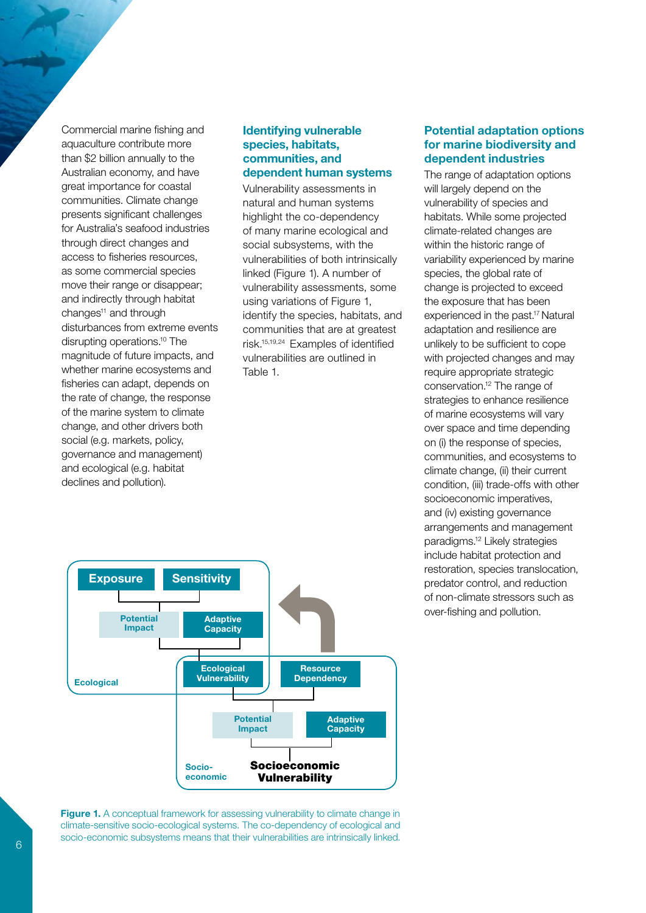Commercial marine fishing and aquaculture contribute more than $2 billion annually to the Australian economy, and have great importance for coastal communities. Climate change presents significant challenges for Australia's seafood industries through direct changes and access to fisheries resources, as some commercial species move their range or disappear; and indirectly through habitat changes[11] and through disturbances from extreme events disrupting operations.[10] The magnitude of future impacts, and whether marine ecosystems and fisheries can adapt, depends on the rate of change, the response of the marine system to climate change, and other drivers both social (e.g. markets, policy, governance and management) and ecological (e.g. habitat declines and pollution).

## Identifying vulnerable species, habitats, communities, and dependent human systems

Vulnerability assessments in natural and human systems highlight the co-dependency of many marine ecological and social subsystems, with the vulnerabilities of both intrinsically linked (Figure 1). A number of vulnerability assessments, some using variations of Figure 1, identify the species, habitats, and communities that are at greatest risk.[15,19,24] Examples of identified vulnerabilities are outlined in Table 1.

## Potential adaptation options for marine biodiversity and dependent industries

The range of adaptation options will largely depend on the vulnerability of species and habitats. While some projected climate-related changes are within the historic range of variability experienced by marine species, the global rate of change is projected to exceed the exposure that has been experienced in the past.[17] Natural adaptation and resilience are unlikely to be sufficient to cope with projected changes and may require appropriate strategic conservation.[12] The range of strategies to enhance resilience of marine ecosystems will vary over space and time depending on (i) the response of species, communities, and ecosystems to climate change, (ii) their current condition, (iii) trade-offs with other socioeconomic imperatives, and (iv) existing governance arrangements and management paradigms.[12] Likely strategies include habitat protection and restoration, species translocation, predator control, and reduction of non-climate stressors such as over-fishing and pollution.

Exposure | Sensitivity → Potential Impact | Adaptive Capacity → Ecological Vulnerability (Ecological)

Ecological Vulnerability | Resource Dependency → Potential Impact | Adaptive Capacity → Socioeconomic Vulnerability (Socio-economic)

**Figure 1.** A conceptual framework for assessing vulnerability to climate change in climate-sensitive socio-ecological systems. The co-dependency of ecological and socio-economic subsystems means that their vulnerabilities are intrinsically linked.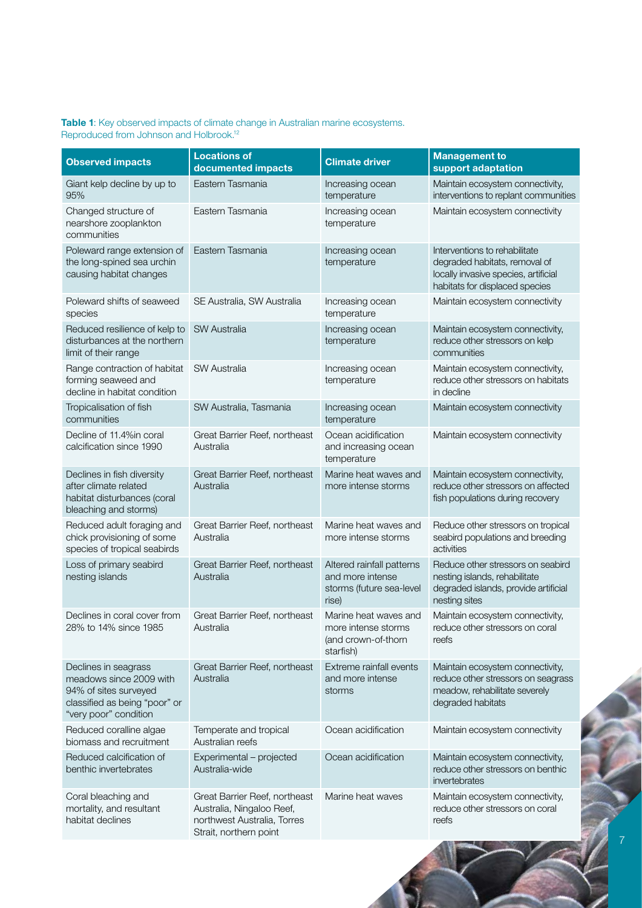**Table 1**: Key observed impacts of climate change in Australian marine ecosystems. Reproduced from Johnson and Holbrook.[12]

| Observed impacts | Locations of documented impacts | Climate driver | Management to support adaptation |
|---|---|---|---|
| Giant kelp decline by up to 95% | Eastern Tasmania | Increasing ocean temperature | Maintain ecosystem connectivity, interventions to replant communities |
| Changed structure of nearshore zooplankton communities | Eastern Tasmania | Increasing ocean temperature | Maintain ecosystem connectivity |
| Poleward range extension of the long-spined sea urchin causing habitat changes | Eastern Tasmania | Increasing ocean temperature | Interventions to rehabilitate degraded habitats, removal of locally invasive species, artificial habitats for displaced species |
| Poleward shifts of seaweed species | SE Australia, SW Australia | Increasing ocean temperature | Maintain ecosystem connectivity |
| Reduced resilience of kelp to disturbances at the northern limit of their range | SW Australia | Increasing ocean temperature | Maintain ecosystem connectivity, reduce other stressors on kelp communities |
| Range contraction of habitat forming seaweed and decline in habitat condition | SW Australia | Increasing ocean temperature | Maintain ecosystem connectivity, reduce other stressors on habitats in decline |
| Tropicalisation of fish communities | SW Australia, Tasmania | Increasing ocean temperature | Maintain ecosystem connectivity |
| Decline of 11.4%in coral calcification since 1990 | Great Barrier Reef, northeast Australia | Ocean acidification and increasing ocean temperature | Maintain ecosystem connectivity |
| Declines in fish diversity after climate related habitat disturbances (coral bleaching and storms) | Great Barrier Reef, northeast Australia | Marine heat waves and more intense storms | Maintain ecosystem connectivity, reduce other stressors on affected fish populations during recovery |
| Reduced adult foraging and chick provisioning of some species of tropical seabirds | Great Barrier Reef, northeast Australia | Marine heat waves and more intense storms | Reduce other stressors on tropical seabird populations and breeding activities |
| Loss of primary seabird nesting islands | Great Barrier Reef, northeast Australia | Altered rainfall patterns and more intense storms (future sea-level rise) | Reduce other stressors on seabird nesting islands, rehabilitate degraded islands, provide artificial nesting sites |
| Declines in coral cover from 28% to 14% since 1985 | Great Barrier Reef, northeast Australia | Marine heat waves and more intense storms (and crown-of-thorn starfish) | Maintain ecosystem connectivity, reduce other stressors on coral reefs |
| Declines in seagrass meadows since 2009 with 94% of sites surveyed classified as being "poor" or "very poor" condition | Great Barrier Reef, northeast Australia | Extreme rainfall events and more intense storms | Maintain ecosystem connectivity, reduce other stressors on seagrass meadow, rehabilitate severely degraded habitats |
| Reduced coralline algae biomass and recruitment | Temperate and tropical Australian reefs | Ocean acidification | Maintain ecosystem connectivity |
| Reduced calcification of benthic invertebrates | Experimental – projected Australia-wide | Ocean acidification | Maintain ecosystem connectivity, reduce other stressors on benthic invertebrates |
| Coral bleaching and mortality, and resultant habitat declines | Great Barrier Reef, northeast Australia, Ningaloo Reef, northwest Australia, Torres Strait, northern point | Marine heat waves | Maintain ecosystem connectivity, reduce other stressors on coral reefs |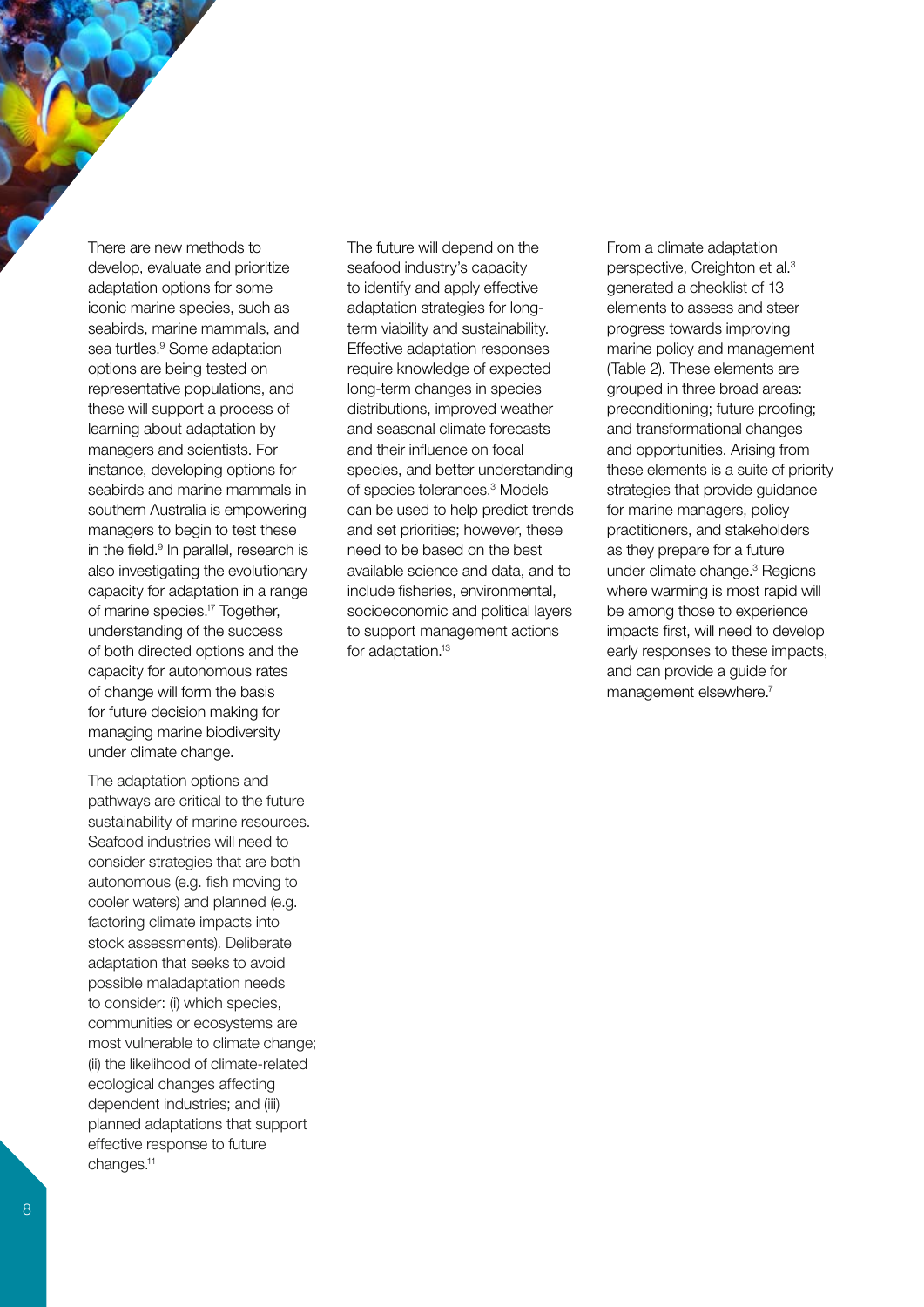There are new methods to develop, evaluate and prioritize adaptation options for some iconic marine species, such as seabirds, marine mammals, and sea turtles.[9] Some adaptation options are being tested on representative populations, and these will support a process of learning about adaptation by managers and scientists. For instance, developing options for seabirds and marine mammals in southern Australia is empowering managers to begin to test these in the field.[9] In parallel, research is also investigating the evolutionary capacity for adaptation in a range of marine species.[17] Together, understanding of the success of both directed options and the capacity for autonomous rates of change will form the basis for future decision making for managing marine biodiversity under climate change.

The adaptation options and pathways are critical to the future sustainability of marine resources. Seafood industries will need to consider strategies that are both autonomous (e.g. fish moving to cooler waters) and planned (e.g. factoring climate impacts into stock assessments). Deliberate adaptation that seeks to avoid possible maladaptation needs to consider: (i) which species, communities or ecosystems are most vulnerable to climate change; (ii) the likelihood of climate-related ecological changes affecting dependent industries; and (iii) planned adaptations that support effective response to future changes.[11]

The future will depend on the seafood industry's capacity to identify and apply effective adaptation strategies for long-term viability and sustainability. Effective adaptation responses require knowledge of expected long-term changes in species distributions, improved weather and seasonal climate forecasts and their influence on focal species, and better understanding of species tolerances.[3] Models can be used to help predict trends and set priorities; however, these need to be based on the best available science and data, and to include fisheries, environmental, socioeconomic and political layers to support management actions for adaptation.[13]

From a climate adaptation perspective, Creighton et al.[3] generated a checklist of 13 elements to assess and steer progress towards improving marine policy and management (Table 2). These elements are grouped in three broad areas: preconditioning; future proofing; and transformational changes and opportunities. Arising from these elements is a suite of priority strategies that provide guidance for marine managers, policy practitioners, and stakeholders as they prepare for a future under climate change.[3] Regions where warming is most rapid will be among those to experience impacts first, will need to develop early responses to these impacts, and can provide a guide for management elsewhere.[7]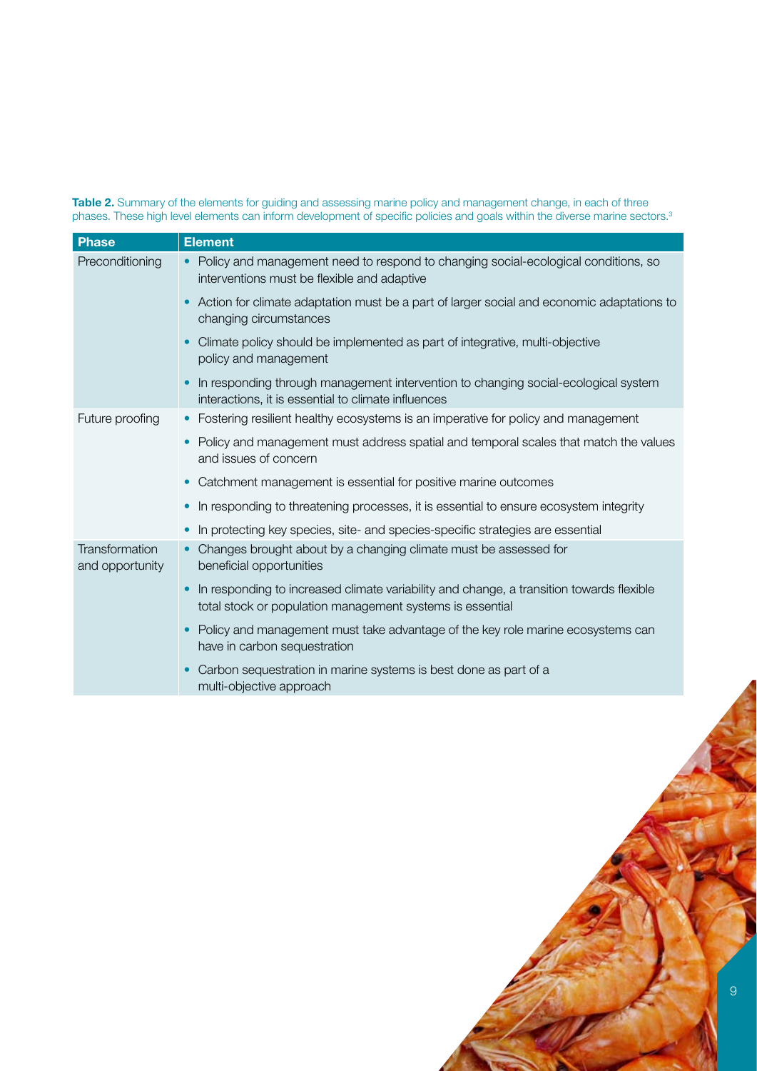**Table 2.** Summary of the elements for guiding and assessing marine policy and management change, in each of three phases. These high level elements can inform development of specific policies and goals within the diverse marine sectors.[3]

| Phase | Element |
|---|---|
| Preconditioning | • Policy and management need to respond to changing social-ecological conditions, so interventions must be flexible and adaptive<br>• Action for climate adaptation must be a part of larger social and economic adaptations to changing circumstances<br>• Climate policy should be implemented as part of integrative, multi-objective policy and management<br>• In responding through management intervention to changing social-ecological system interactions, it is essential to climate influences |
| Future proofing | • Fostering resilient healthy ecosystems is an imperative for policy and management<br>• Policy and management must address spatial and temporal scales that match the values and issues of concern<br>• Catchment management is essential for positive marine outcomes<br>• In responding to threatening processes, it is essential to ensure ecosystem integrity<br>• In protecting key species, site- and species-specific strategies are essential |
| Transformation and opportunity | • Changes brought about by a changing climate must be assessed for beneficial opportunities<br>• In responding to increased climate variability and change, a transition towards flexible total stock or population management systems is essential<br>• Policy and management must take advantage of the key role marine ecosystems can have in carbon sequestration<br>• Carbon sequestration in marine systems is best done as part of a multi-objective approach |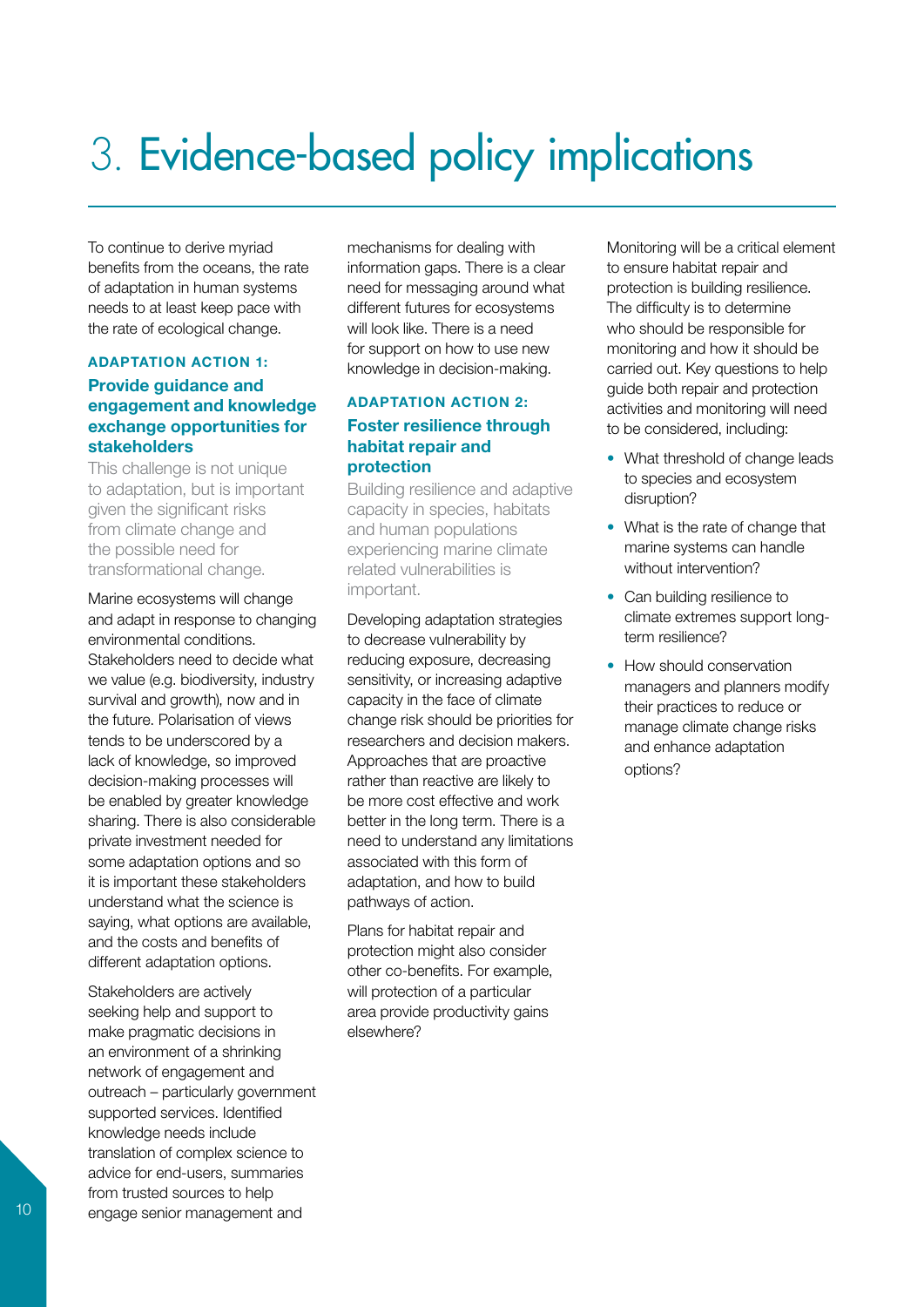# 3. Evidence-based policy implications

To continue to derive myriad benefits from the oceans, the rate of adaptation in human systems needs to at least keep pace with the rate of ecological change.

### ADAPTATION ACTION 1:

### Provide guidance and engagement and knowledge exchange opportunities for stakeholders

This challenge is not unique to adaptation, but is important given the significant risks from climate change and the possible need for transformational change.

Marine ecosystems will change and adapt in response to changing environmental conditions. Stakeholders need to decide what we value (e.g. biodiversity, industry survival and growth), now and in the future. Polarisation of views tends to be underscored by a lack of knowledge, so improved decision-making processes will be enabled by greater knowledge sharing. There is also considerable private investment needed for some adaptation options and so it is important these stakeholders understand what the science is saying, what options are available, and the costs and benefits of different adaptation options.

Stakeholders are actively seeking help and support to make pragmatic decisions in an environment of a shrinking network of engagement and outreach – particularly government supported services. Identified knowledge needs include translation of complex science to advice for end-users, summaries from trusted sources to help engage senior management and mechanisms for dealing with information gaps. There is a clear need for messaging around what different futures for ecosystems will look like. There is a need for support on how to use new knowledge in decision-making.

### ADAPTATION ACTION 2:

### Foster resilience through habitat repair and protection

Building resilience and adaptive capacity in species, habitats and human populations experiencing marine climate related vulnerabilities is important.

Developing adaptation strategies to decrease vulnerability by reducing exposure, decreasing sensitivity, or increasing adaptive capacity in the face of climate change risk should be priorities for researchers and decision makers. Approaches that are proactive rather than reactive are likely to be more cost effective and work better in the long term. There is a need to understand any limitations associated with this form of adaptation, and how to build pathways of action.

Plans for habitat repair and protection might also consider other co-benefits. For example, will protection of a particular area provide productivity gains elsewhere?

Monitoring will be a critical element to ensure habitat repair and protection is building resilience. The difficulty is to determine who should be responsible for monitoring and how it should be carried out. Key questions to help guide both repair and protection activities and monitoring will need to be considered, including:

- What threshold of change leads to species and ecosystem disruption?
- What is the rate of change that marine systems can handle without intervention?
- Can building resilience to climate extremes support long-term resilience?
- How should conservation managers and planners modify their practices to reduce or manage climate change risks and enhance adaptation options?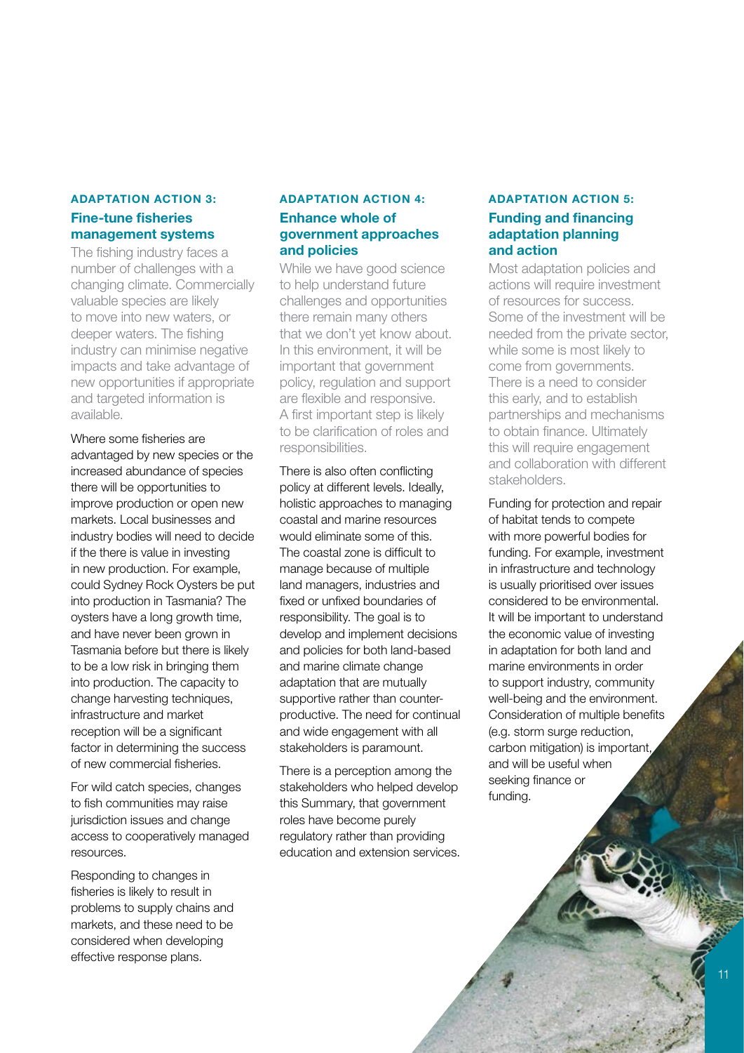## ADAPTATION ACTION 3:

### Fine-tune fisheries management systems

The fishing industry faces a number of challenges with a changing climate. Commercially valuable species are likely to move into new waters, or deeper waters. The fishing industry can minimise negative impacts and take advantage of new opportunities if appropriate and targeted information is available.

Where some fisheries are advantaged by new species or the increased abundance of species there will be opportunities to improve production or open new markets. Local businesses and industry bodies will need to decide if the there is value in investing in new production. For example, could Sydney Rock Oysters be put into production in Tasmania? The oysters have a long growth time, and have never been grown in Tasmania before but there is likely to be a low risk in bringing them into production. The capacity to change harvesting techniques, infrastructure and market reception will be a significant factor in determining the success of new commercial fisheries.

For wild catch species, changes to fish communities may raise jurisdiction issues and change access to cooperatively managed resources.

Responding to changes in fisheries is likely to result in problems to supply chains and markets, and these need to be considered when developing effective response plans.

## ADAPTATION ACTION 4:

### Enhance whole of government approaches and policies

While we have good science to help understand future challenges and opportunities there remain many others that we don't yet know about. In this environment, it will be important that government policy, regulation and support are flexible and responsive. A first important step is likely to be clarification of roles and responsibilities.

There is also often conflicting policy at different levels. Ideally, holistic approaches to managing coastal and marine resources would eliminate some of this. The coastal zone is difficult to manage because of multiple land managers, industries and fixed or unfixed boundaries of responsibility. The goal is to develop and implement decisions and policies for both land-based and marine climate change adaptation that are mutually supportive rather than counter-productive. The need for continual and wide engagement with all stakeholders is paramount.

There is a perception among the stakeholders who helped develop this Summary, that government roles have become purely regulatory rather than providing education and extension services.

## ADAPTATION ACTION 5:

### Funding and financing adaptation planning and action

Most adaptation policies and actions will require investment of resources for success. Some of the investment will be needed from the private sector, while some is most likely to come from governments. There is a need to consider this early, and to establish partnerships and mechanisms to obtain finance. Ultimately this will require engagement and collaboration with different stakeholders.

Funding for protection and repair of habitat tends to compete with more powerful bodies for funding. For example, investment in infrastructure and technology is usually prioritised over issues considered to be environmental. It will be important to understand the economic value of investing in adaptation for both land and marine environments in order to support industry, community well-being and the environment. Consideration of multiple benefits (e.g. storm surge reduction, carbon mitigation) is important, and will be useful when seeking finance or funding.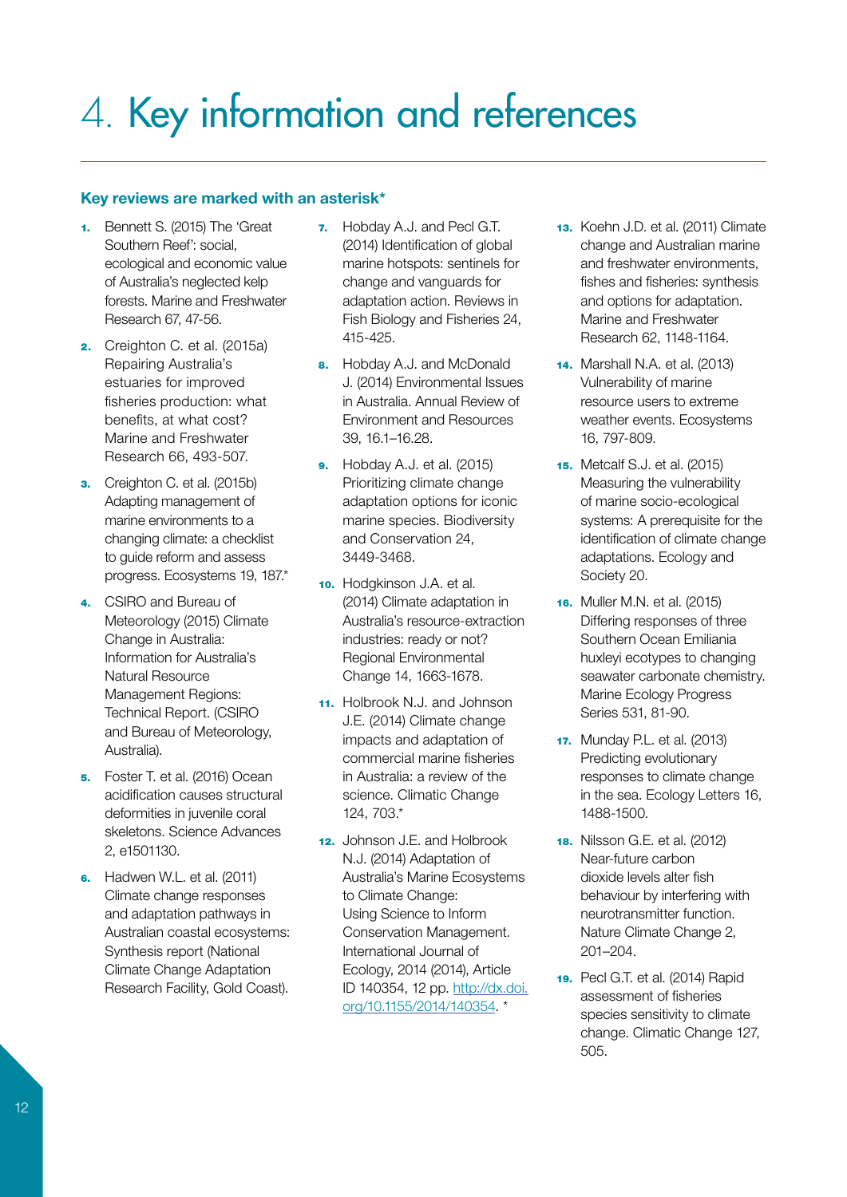# 4. Key information and references

**Key reviews are marked with an asterisk***

1. Bennett S. (2015) The 'Great Southern Reef': social, ecological and economic value of Australia's neglected kelp forests. Marine and Freshwater Research 67, 47-56.
2. Creighton C. et al. (2015a) Repairing Australia's estuaries for improved fisheries production: what benefits, at what cost? Marine and Freshwater Research 66, 493-507.
3. Creighton C. et al. (2015b) Adapting management of marine environments to a changing climate: a checklist to guide reform and assess progress. Ecosystems 19, 187.*
4. CSIRO and Bureau of Meteorology (2015) Climate Change in Australia: Information for Australia's Natural Resource Management Regions: Technical Report. (CSIRO and Bureau of Meteorology, Australia).
5. Foster T. et al. (2016) Ocean acidification causes structural deformities in juvenile coral skeletons. Science Advances 2, e1501130.
6. Hadwen W.L. et al. (2011) Climate change responses and adaptation pathways in Australian coastal ecosystems: Synthesis report (National Climate Change Adaptation Research Facility, Gold Coast).
7. Hobday A.J. and Pecl G.T. (2014) Identification of global marine hotspots: sentinels for change and vanguards for adaptation action. Reviews in Fish Biology and Fisheries 24, 415-425.
8. Hobday A.J. and McDonald J. (2014) Environmental Issues in Australia. Annual Review of Environment and Resources 39, 16.1–16.28.
9. Hobday A.J. et al. (2015) Prioritizing climate change adaptation options for iconic marine species. Biodiversity and Conservation 24, 3449-3468.
10. Hodgkinson J.A. et al. (2014) Climate adaptation in Australia's resource-extraction industries: ready or not? Regional Environmental Change 14, 1663-1678.
11. Holbrook N.J. and Johnson J.E. (2014) Climate change impacts and adaptation of commercial marine fisheries in Australia: a review of the science. Climatic Change 124, 703.*
12. Johnson J.E. and Holbrook N.J. (2014) Adaptation of Australia's Marine Ecosystems to Climate Change: Using Science to Inform Conservation Management. International Journal of Ecology, 2014 (2014), Article ID 140354, 12 pp. http://dx.doi.org/10.1155/2014/140354. *
13. Koehn J.D. et al. (2011) Climate change and Australian marine and freshwater environments, fishes and fisheries: synthesis and options for adaptation. Marine and Freshwater Research 62, 1148-1164.
14. Marshall N.A. et al. (2013) Vulnerability of marine resource users to extreme weather events. Ecosystems 16, 797-809.
15. Metcalf S.J. et al. (2015) Measuring the vulnerability of marine socio-ecological systems: A prerequisite for the identification of climate change adaptations. Ecology and Society 20.
16. Muller M.N. et al. (2015) Differing responses of three Southern Ocean Emiliania huxleyi ecotypes to changing seawater carbonate chemistry. Marine Ecology Progress Series 531, 81-90.
17. Munday P.L. et al. (2013) Predicting evolutionary responses to climate change in the sea. Ecology Letters 16, 1488-1500.
18. Nilsson G.E. et al. (2012) Near-future carbon dioxide levels alter fish behaviour by interfering with neurotransmitter function. Nature Climate Change 2, 201–204.
19. Pecl G.T. et al. (2014) Rapid assessment of fisheries species sensitivity to climate change. Climatic Change 127, 505.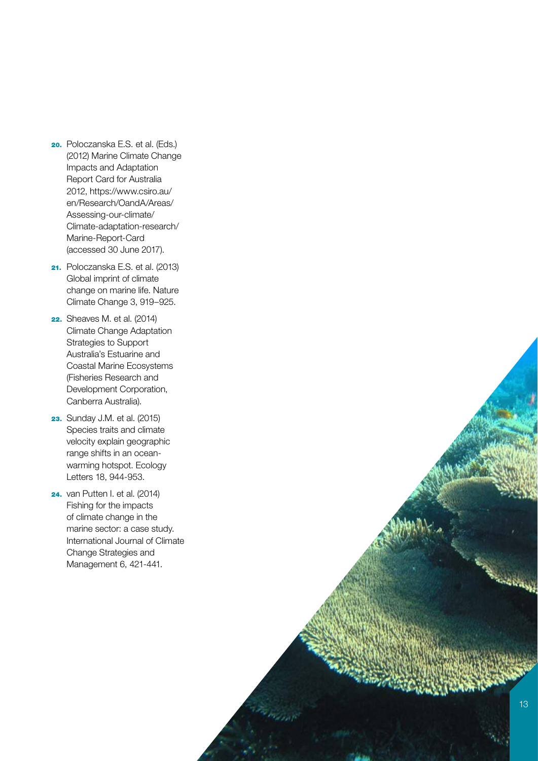20. Poloczanska E.S. et al. (Eds.) (2012) Marine Climate Change Impacts and Adaptation Report Card for Australia 2012, https://www.csiro.au/en/Research/OandA/Areas/Assessing-our-climate/Climate-adaptation-research/Marine-Report-Card (accessed 30 June 2017).
21. Poloczanska E.S. et al. (2013) Global imprint of climate change on marine life. Nature Climate Change 3, 919–925.
22. Sheaves M. et al. (2014) Climate Change Adaptation Strategies to Support Australia's Estuarine and Coastal Marine Ecosystems (Fisheries Research and Development Corporation, Canberra Australia).
23. Sunday J.M. et al. (2015) Species traits and climate velocity explain geographic range shifts in an ocean-warming hotspot. Ecology Letters 18, 944-953.
24. van Putten I. et al. (2014) Fishing for the impacts of climate change in the marine sector: a case study. International Journal of Climate Change Strategies and Management 6, 421-441.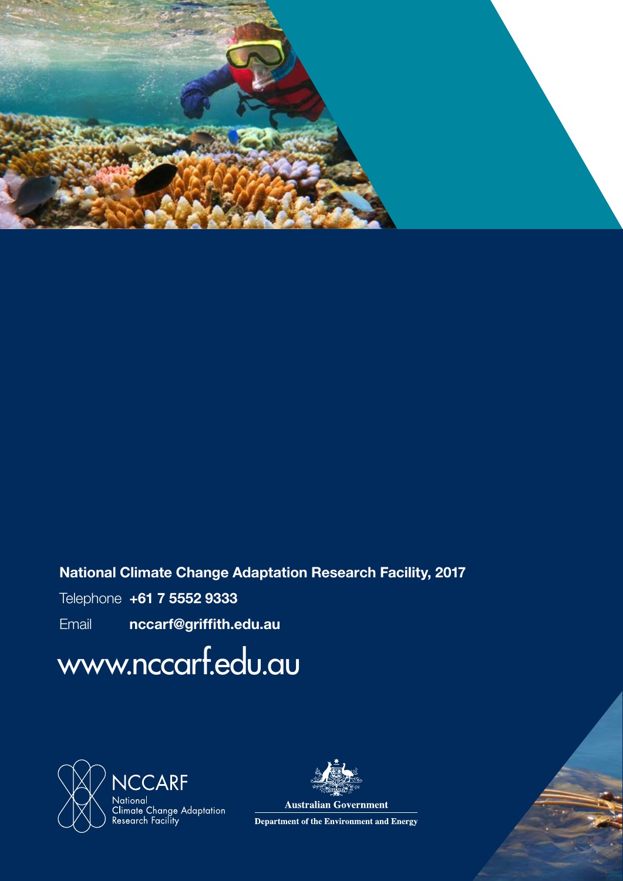**National Climate Change Adaptation Research Facility, 2017**

Telephone **+61 7 5552 9333**

Email **nccarf@griffith.edu.au**

www.nccarf.edu.au

NCCARF
National
Climate Change Adaptation
Research Facility

Australian Government
Department of the Environment and Energy